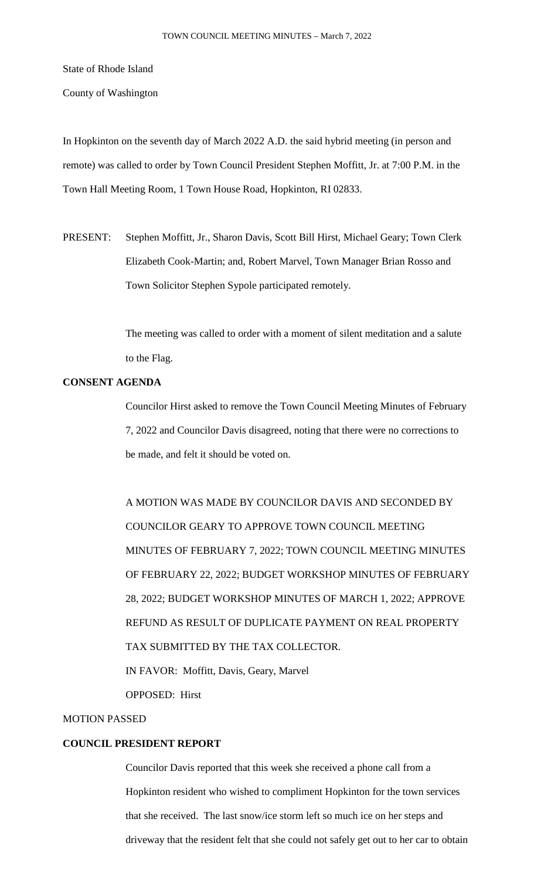State of Rhode Island

County of Washington

In Hopkinton on the seventh day of March 2022 A.D. the said hybrid meeting (in person and remote) was called to order by Town Council President Stephen Moffitt, Jr. at 7:00 P.M. in the Town Hall Meeting Room, 1 Town House Road, Hopkinton, RI 02833.

PRESENT: Stephen Moffitt, Jr., Sharon Davis, Scott Bill Hirst, Michael Geary; Town Clerk Elizabeth Cook-Martin; and, Robert Marvel, Town Manager Brian Rosso and Town Solicitor Stephen Sypole participated remotely.

The meeting was called to order with a moment of silent meditation and a salute to the Flag.

**CONSENT AGENDA**

Councilor Hirst asked to remove the Town Council Meeting Minutes of February 7, 2022 and Councilor Davis disagreed, noting that there were no corrections to be made, and felt it should be voted on.

A MOTION WAS MADE BY COUNCILOR DAVIS AND SECONDED BY COUNCILOR GEARY TO APPROVE TOWN COUNCIL MEETING MINUTES OF FEBRUARY 7, 2022; TOWN COUNCIL MEETING MINUTES OF FEBRUARY 22, 2022; BUDGET WORKSHOP MINUTES OF FEBRUARY 28, 2022; BUDGET WORKSHOP MINUTES OF MARCH 1, 2022; APPROVE REFUND AS RESULT OF DUPLICATE PAYMENT ON REAL PROPERTY TAX SUBMITTED BY THE TAX COLLECTOR.

IN FAVOR: Moffitt, Davis, Geary, Marvel

OPPOSED: Hirst

MOTION PASSED

**COUNCIL PRESIDENT REPORT**

Councilor Davis reported that this week she received a phone call from a Hopkinton resident who wished to compliment Hopkinton for the town services that she received. The last snow/ice storm left so much ice on her steps and driveway that the resident felt that she could not safely get out to her car to obtain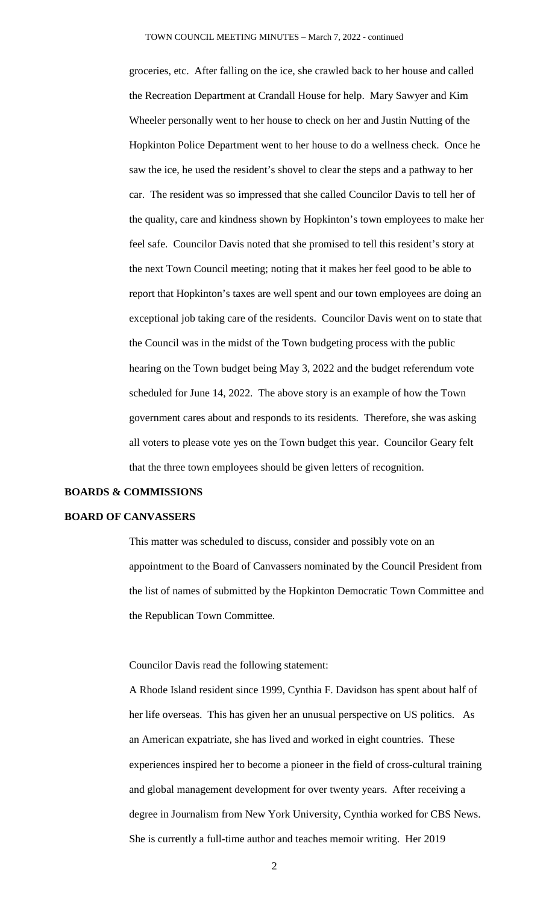groceries, etc. After falling on the ice, she crawled back to her house and called the Recreation Department at Crandall House for help. Mary Sawyer and Kim Wheeler personally went to her house to check on her and Justin Nutting of the Hopkinton Police Department went to her house to do a wellness check. Once he saw the ice, he used the resident's shovel to clear the steps and a pathway to her car. The resident was so impressed that she called Councilor Davis to tell her of the quality, care and kindness shown by Hopkinton's town employees to make her feel safe. Councilor Davis noted that she promised to tell this resident's story at the next Town Council meeting; noting that it makes her feel good to be able to report that Hopkinton's taxes are well spent and our town employees are doing an exceptional job taking care of the residents. Councilor Davis went on to state that the Council was in the midst of the Town budgeting process with the public hearing on the Town budget being May 3, 2022 and the budget referendum vote scheduled for June 14, 2022. The above story is an example of how the Town government cares about and responds to its residents. Therefore, she was asking all voters to please vote yes on the Town budget this year. Councilor Geary felt that the three town employees should be given letters of recognition.

**BOARDS & COMMISSIONS**

**BOARD OF CANVASSERS**

This matter was scheduled to discuss, consider and possibly vote on an appointment to the Board of Canvassers nominated by the Council President from the list of names of submitted by the Hopkinton Democratic Town Committee and the Republican Town Committee.

Councilor Davis read the following statement:

A Rhode Island resident since 1999, Cynthia F. Davidson has spent about half of her life overseas. This has given her an unusual perspective on US politics. As an American expatriate, she has lived and worked in eight countries. These experiences inspired her to become a pioneer in the field of cross-cultural training and global management development for over twenty years. After receiving a degree in Journalism from New York University, Cynthia worked for CBS News. She is currently a full-time author and teaches memoir writing. Her 2019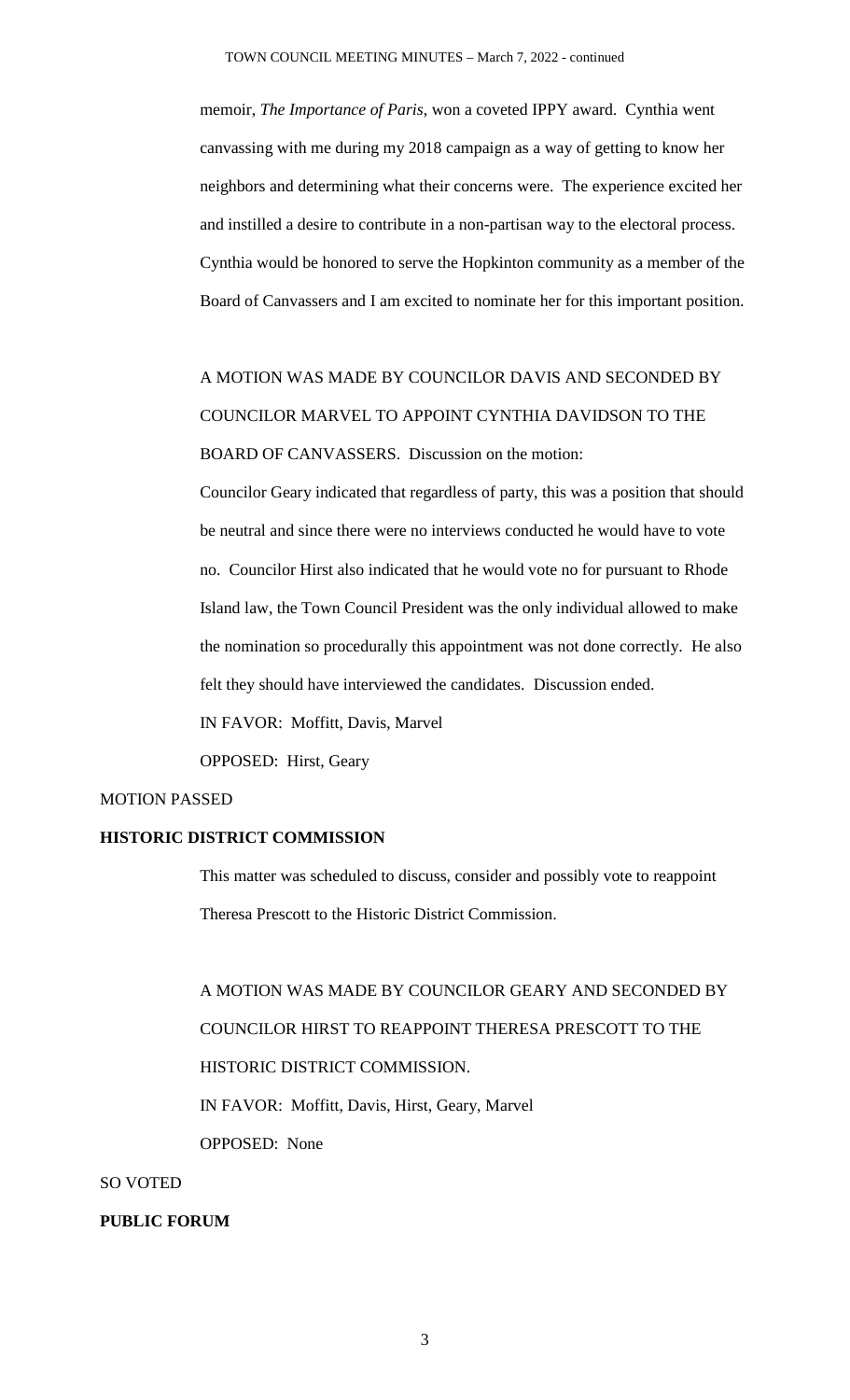memoir, *The Importance of Paris*, won a coveted IPPY award. Cynthia went canvassing with me during my 2018 campaign as a way of getting to know her neighbors and determining what their concerns were. The experience excited her and instilled a desire to contribute in a non-partisan way to the electoral process. Cynthia would be honored to serve the Hopkinton community as a member of the Board of Canvassers and I am excited to nominate her for this important position.

A MOTION WAS MADE BY COUNCILOR DAVIS AND SECONDED BY COUNCILOR MARVEL TO APPOINT CYNTHIA DAVIDSON TO THE BOARD OF CANVASSERS. Discussion on the motion:

Councilor Geary indicated that regardless of party, this was a position that should be neutral and since there were no interviews conducted he would have to vote no. Councilor Hirst also indicated that he would vote no for pursuant to Rhode Island law, the Town Council President was the only individual allowed to make the nomination so procedurally this appointment was not done correctly. He also felt they should have interviewed the candidates. Discussion ended.

IN FAVOR: Moffitt, Davis, Marvel

OPPOSED: Hirst, Geary

MOTION PASSED

**HISTORIC DISTRICT COMMISSION**

This matter was scheduled to discuss, consider and possibly vote to reappoint Theresa Prescott to the Historic District Commission.

A MOTION WAS MADE BY COUNCILOR GEARY AND SECONDED BY COUNCILOR HIRST TO REAPPOINT THERESA PRESCOTT TO THE HISTORIC DISTRICT COMMISSION.

IN FAVOR: Moffitt, Davis, Hirst, Geary, Marvel

OPPOSED: None

SO VOTED

**PUBLIC FORUM**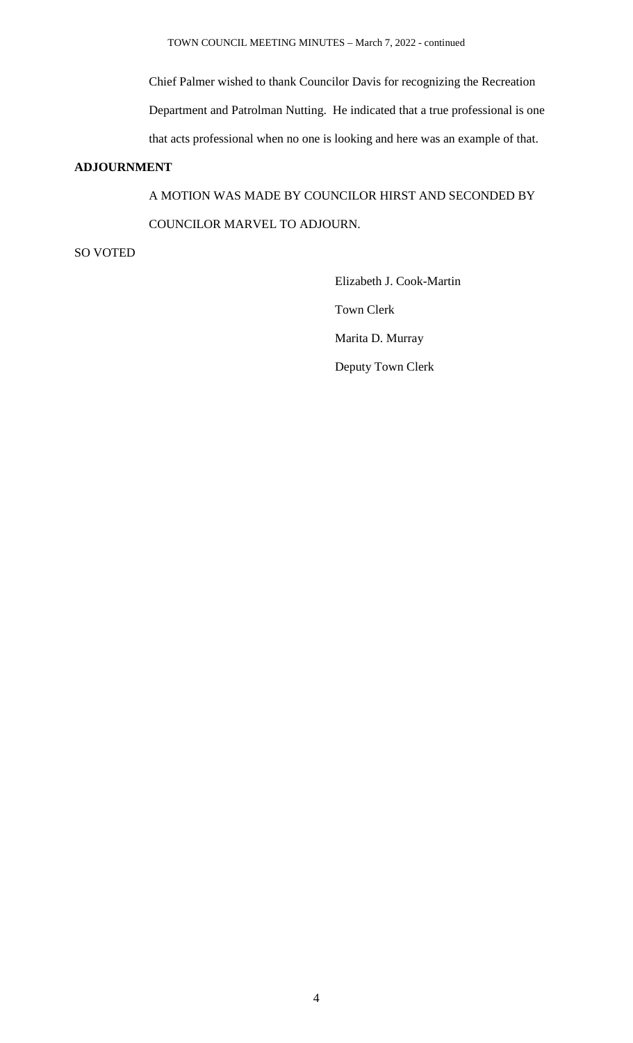Chief Palmer wished to thank Councilor Davis for recognizing the Recreation Department and Patrolman Nutting. He indicated that a true professional is one that acts professional when no one is looking and here was an example of that.

**ADJOURNMENT**

A MOTION WAS MADE BY COUNCILOR HIRST AND SECONDED BY COUNCILOR MARVEL TO ADJOURN.

SO VOTED

Elizabeth J. Cook-Martin

Town Clerk

Marita D. Murray

Deputy Town Clerk